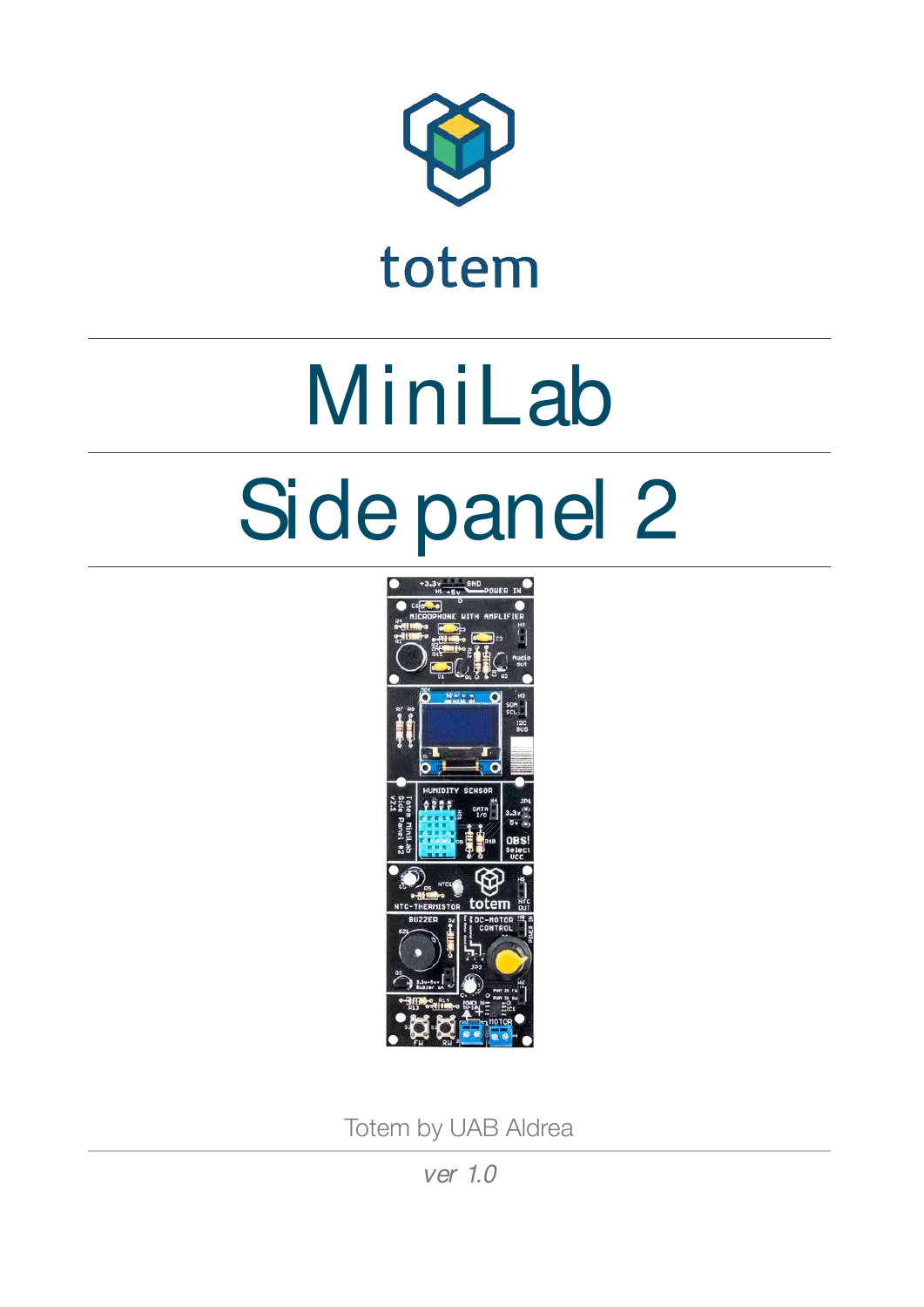totem

# MiniLab

# Side panel 2

Totem by UAB Aldrea

*ver 1.0*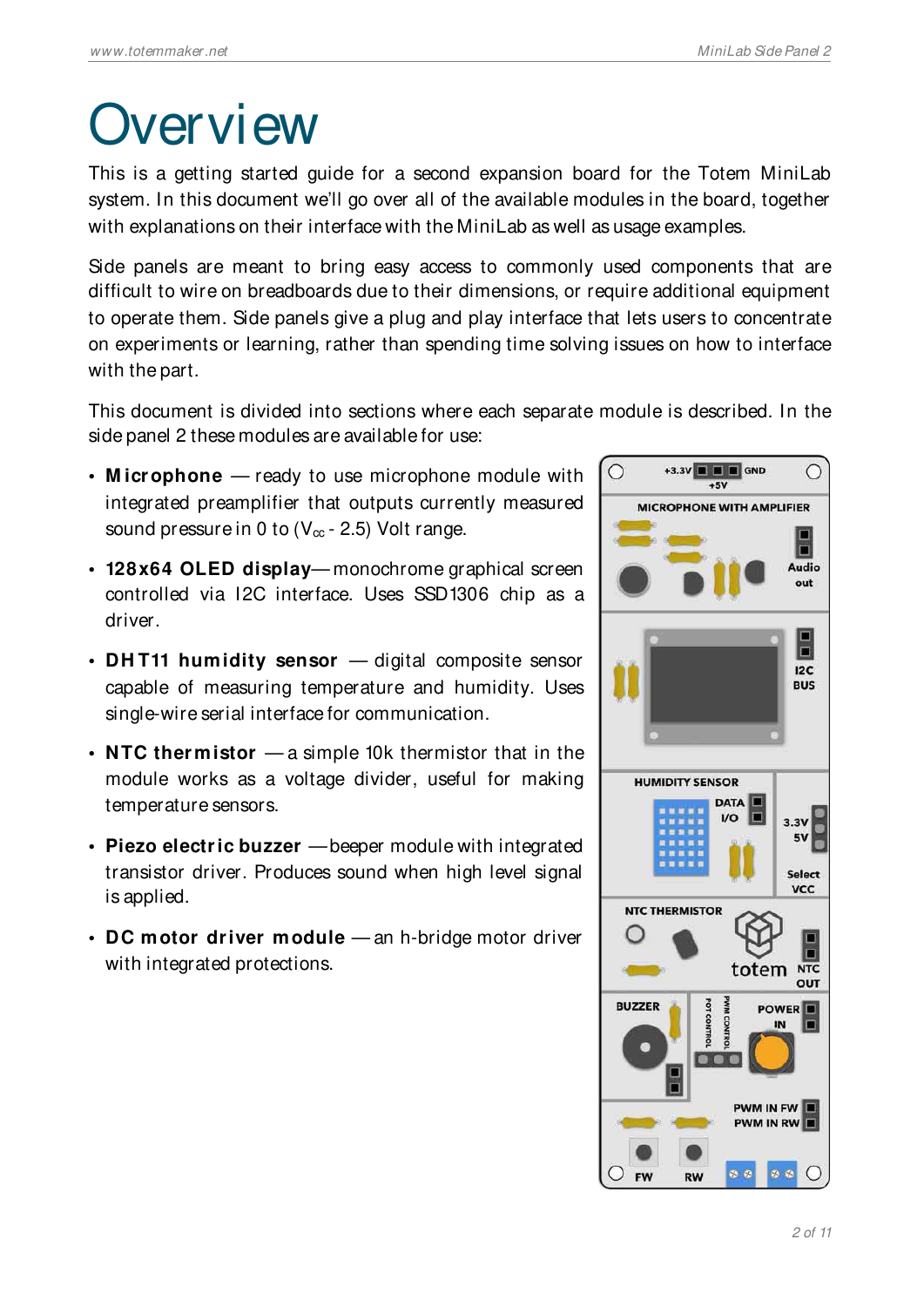# Overview

This is a getting started guide for a second expansion board for the Totem MiniLab system. In this document we'll go over all of the available modules in the board, together with explanations on their interface with the MiniLab as well as usage examples.

Side panels are meant to bring easy access to commonly used components that are difficult to wire on breadboards due to their dimensions, or require additional equipment to operate them. Side panels give a plug and play interface that lets users to concentrate on experiments or learning, rather than spending time solving issues on how to interface with the part.

This document is divided into sections where each separate module is described. In the side panel 2 these modules are available for use:

- **Microphone** — ready to use microphone module with integrated preamplifier that outputs currently measured sound pressure in 0 to ($V_{cc}$ - 2.5) Volt range.
- **128x64 OLED display**— monochrome graphical screen controlled via I2C interface. Uses SSD1306 chip as a driver.
- **DHT11 humidity sensor** — digital composite sensor capable of measuring temperature and humidity. Uses single-wire serial interface for communication.
- **NTC thermistor** — a simple 10k thermistor that in the module works as a voltage divider, useful for making temperature sensors.
- **Piezo electric buzzer** —beeper module with integrated transistor driver. Produces sound when high level signal is applied.
- **DC motor driver module** — an h-bridge motor driver with integrated protections.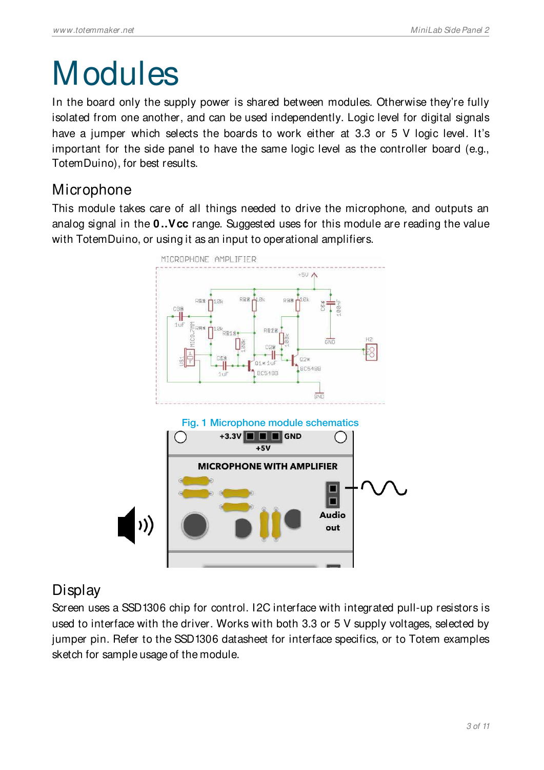# Modules

In the board only the supply power is shared between modules. Otherwise they're fully isolated from one another, and can be used independently. Logic level for digital signals have a jumper which selects the boards to work either at 3.3 or 5 V logic level. It's important for the side panel to have the same logic level as the controller board (e.g., TotemDuino), for best results.

## Microphone

This module takes care of all things needed to drive the microphone, and outputs an analog signal in the **0..Vcc** range. Suggested uses for this module are reading the value with TotemDuino, or using it as an input to operational amplifiers.

Fig. 1 Microphone module schematics

## Display

Screen uses a SSD1306 chip for control. I2C interface with integrated pull-up resistors is used to interface with the driver. Works with both 3.3 or 5 V supply voltages, selected by jumper pin. Refer to the SSD1306 datasheet for interface specifics, or to Totem examples sketch for sample usage of the module.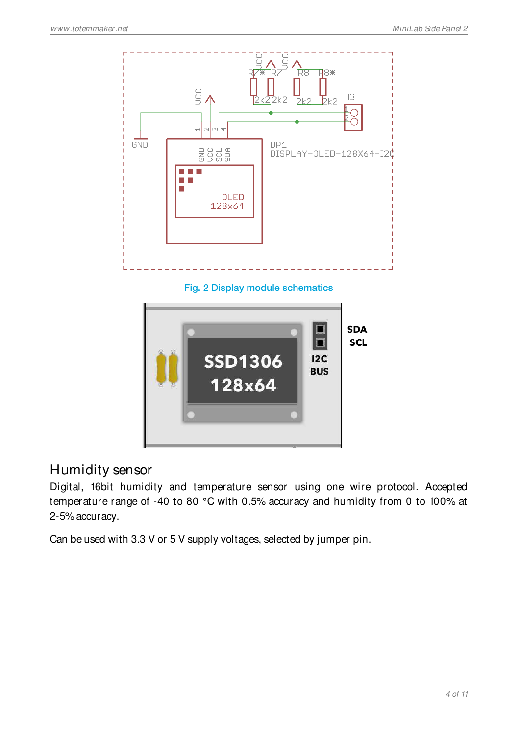Fig. 2 Display module schematics

## Humidity sensor

Digital, 16bit humidity and temperature sensor using one wire protocol. Accepted temperature range of -40 to 80 °C with 0.5% accuracy and humidity from 0 to 100% at 2-5% accuracy.

Can be used with 3.3 V or 5 V supply voltages, selected by jumper pin.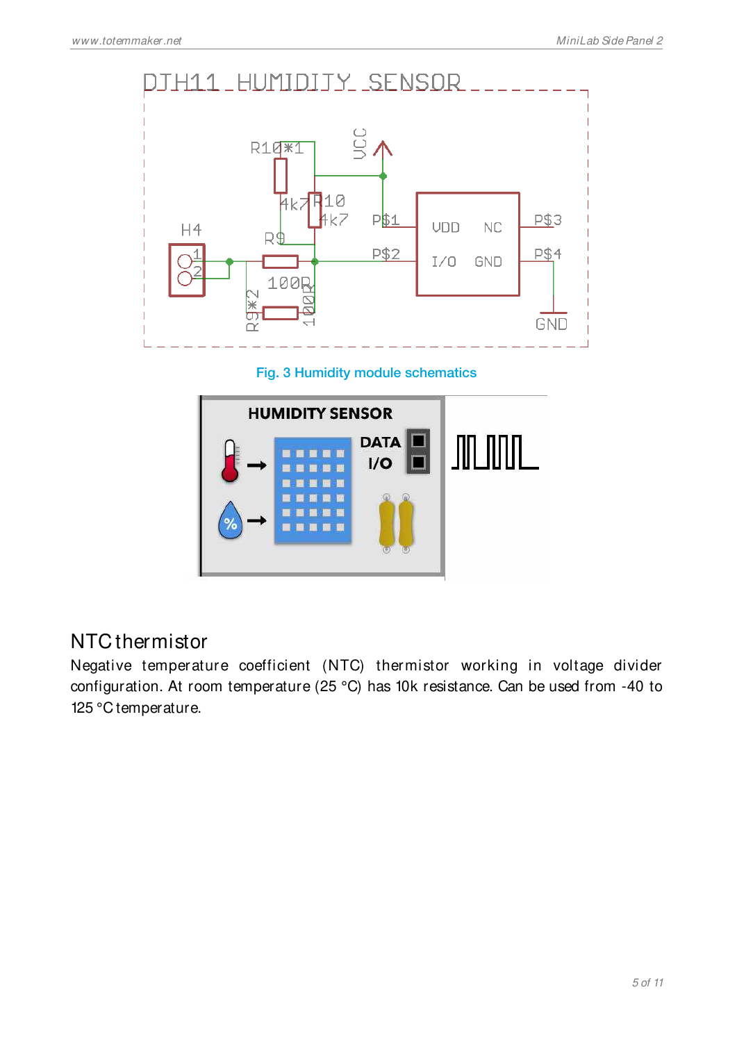Fig. 3 Humidity module schematics

## NTC thermistor

Negative temperature coefficient (NTC) thermistor working in voltage divider configuration. At room temperature (25 °C) has 10k resistance. Can be used from -40 to 125 °C temperature.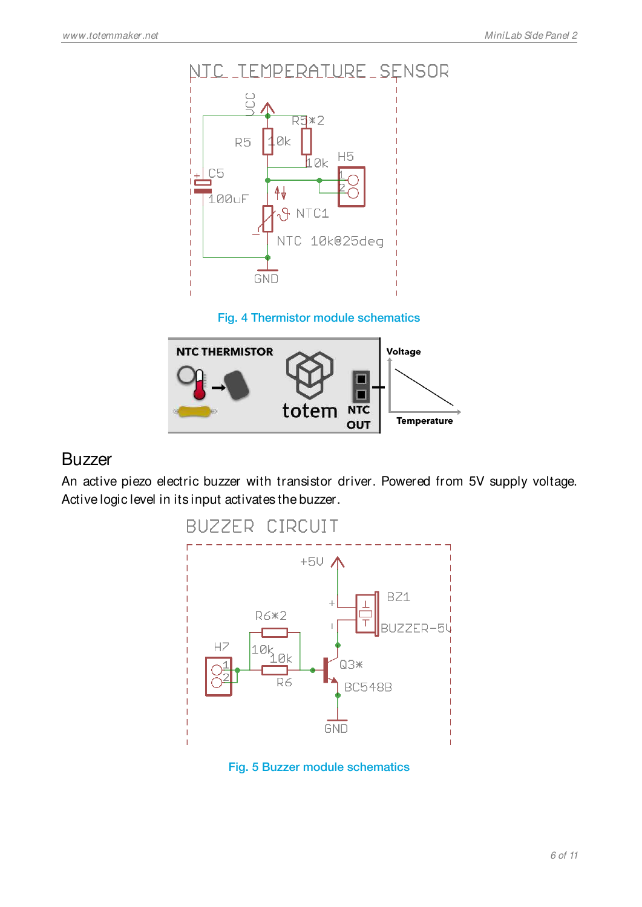Fig. 4 Thermistor module schematics

## Buzzer

An active piezo electric buzzer with transistor driver. Powered from 5V supply voltage. Active logic level in its input activates the buzzer.

Fig. 5 Buzzer module schematics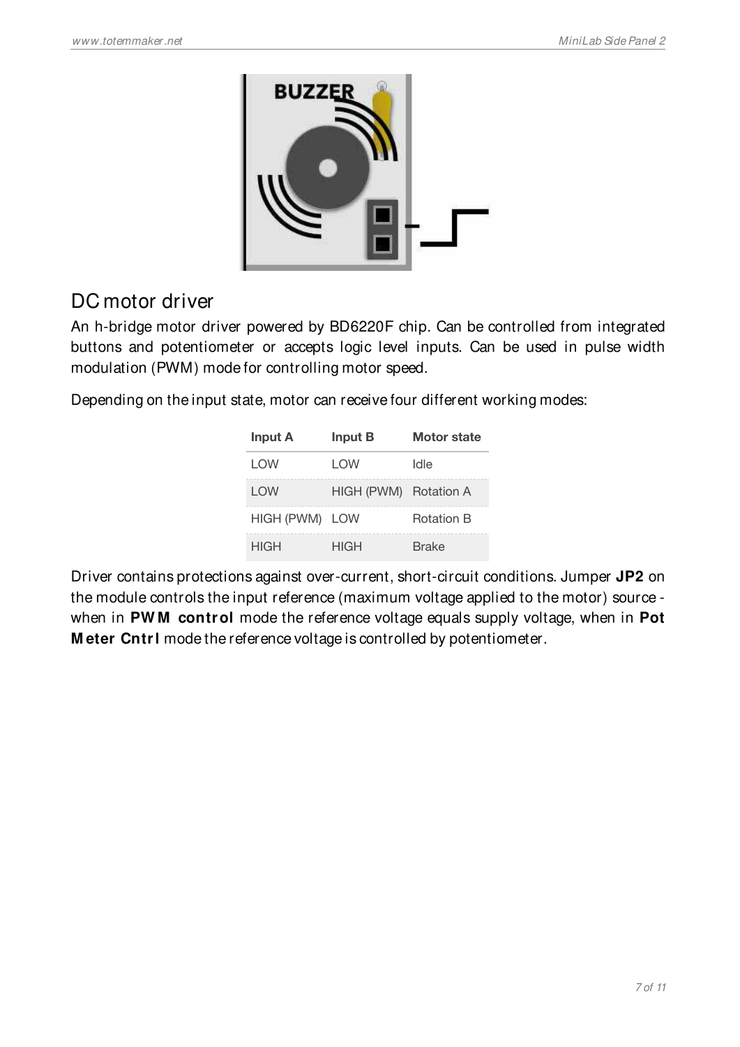## DC motor driver

An h-bridge motor driver powered by BD6220F chip. Can be controlled from integrated buttons and potentiometer or accepts logic level inputs. Can be used in pulse width modulation (PWM) mode for controlling motor speed.

Depending on the input state, motor can receive four different working modes:

| Input A | Input B | Motor state |
|---|---|---|
| LOW | LOW | Idle |
| LOW | HIGH (PWM) | Rotation A |
| HIGH (PWM) | LOW | Rotation B |
| HIGH | HIGH | Brake |

Driver contains protections against over-current, short-circuit conditions. Jumper **JP2** on the module controls the input reference (maximum voltage applied to the motor) source - when in **PWM control** mode the reference voltage equals supply voltage, when in **Pot Meter Cntrl** mode the reference voltage is controlled by potentiometer.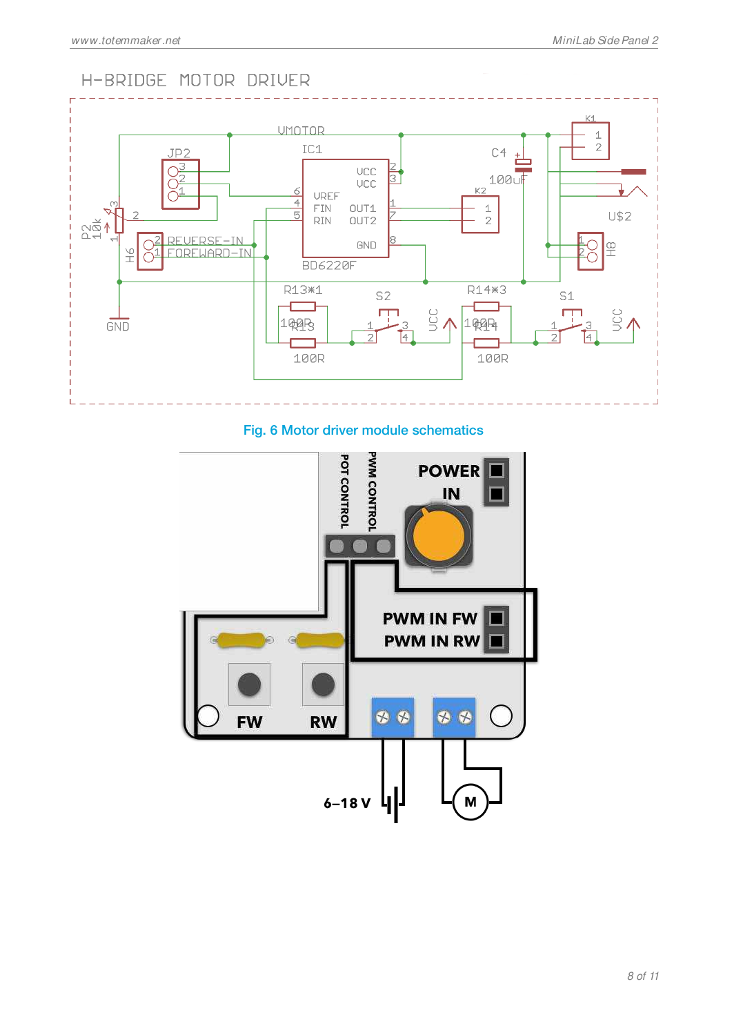Fig. 6 Motor driver module schematics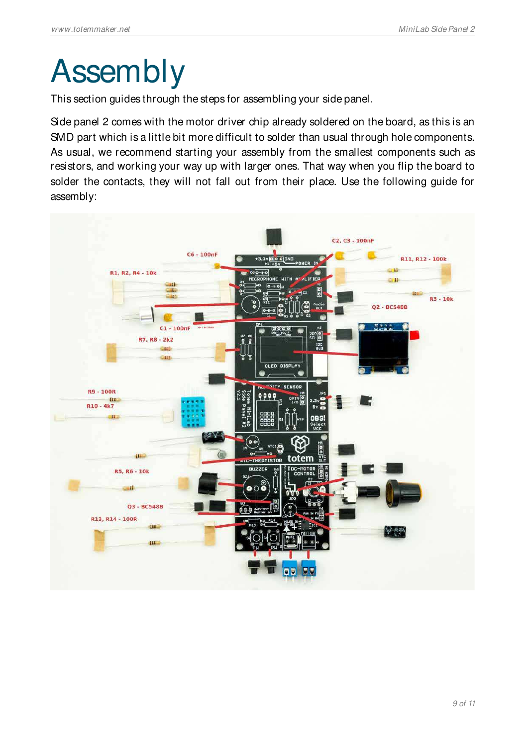# Assembly

This section guides through the steps for assembling your side panel.

Side panel 2 comes with the motor driver chip already soldered on the board, as this is an SMD part which is a little bit more difficult to solder than usual through hole components. As usual, we recommend starting your assembly from the smallest components such as resistors, and working your way up with larger ones. That way when you flip the board to solder the contacts, they will not fall out from their place. Use the following guide for assembly: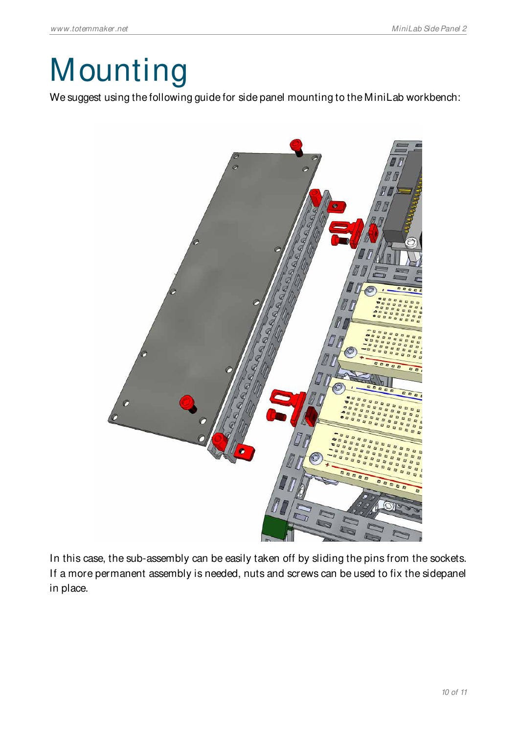# Mounting

We suggest using the following guide for side panel mounting to the MiniLab workbench:

In this case, the sub-assembly can be easily taken off by sliding the pins from the sockets. If a more permanent assembly is needed, nuts and screws can be used to fix the sidepanel in place.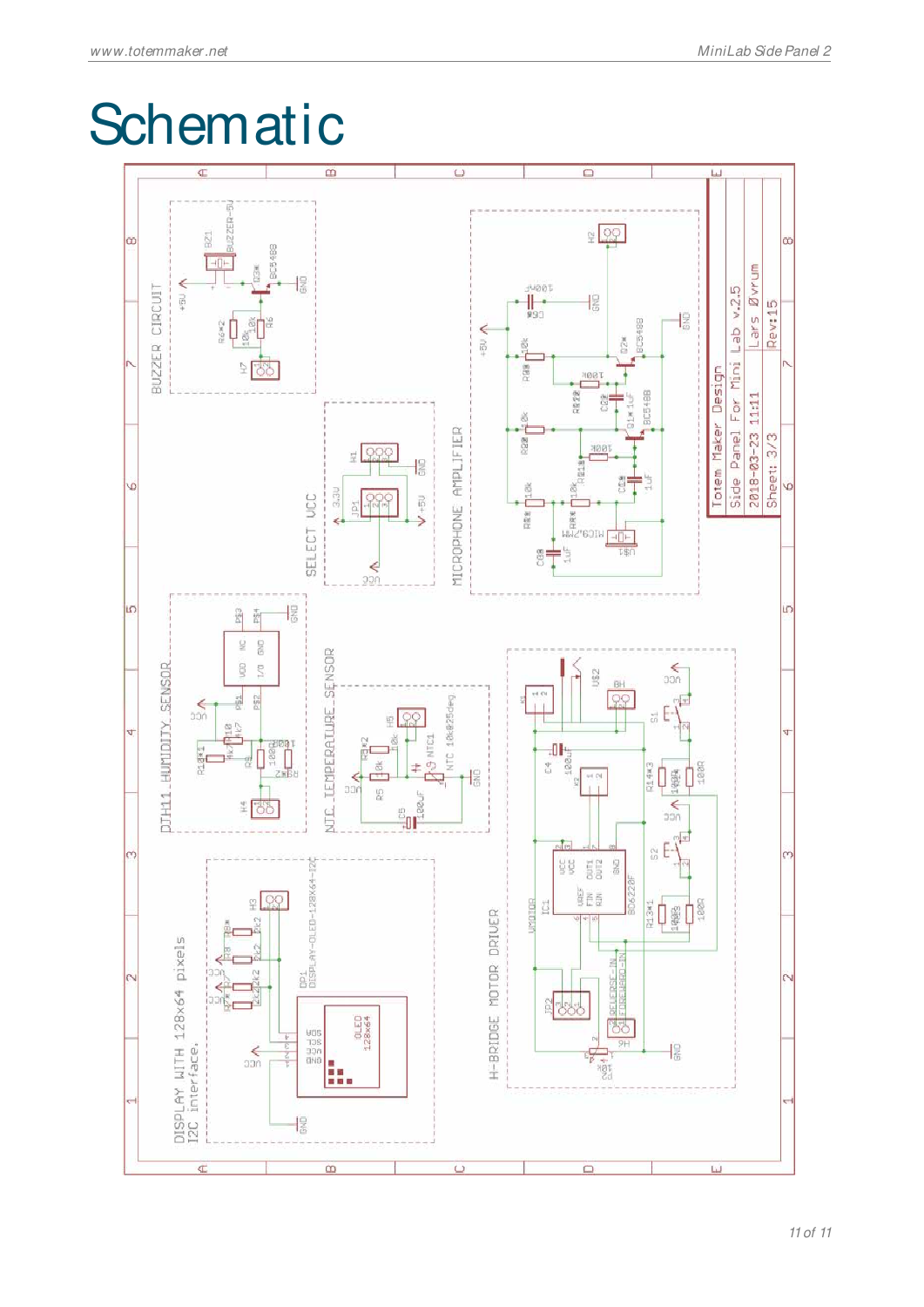# Schematic

BUZZER CIRCUIT

SELECT VCC

MICROPHONE AMPLIFIER

DHT11 HUMIDITY SENSOR

NTC TEMPERATURE SENSOR

H-BRIDGE MOTOR DRIVER

DISPLAY WITH 128x64 pixels
I2C interface.

Totem Maker Design
Side Panel For Mini Lab v.2.5
2018-03-23 11:11
Lars Øvrum
Sheet: 3/3
Rev:15